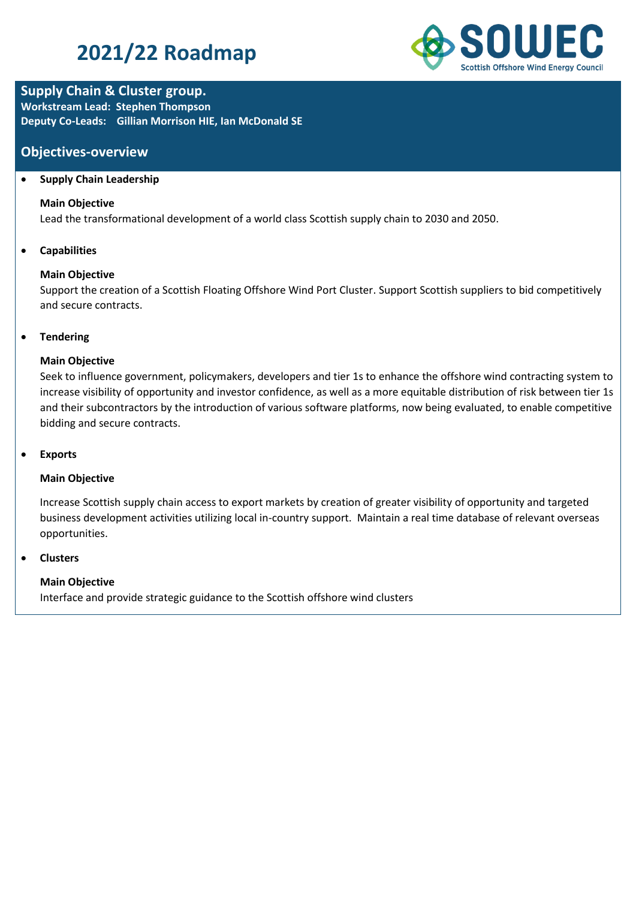# 2021/22 Roadmap

SOWEC
Scottish Offshore Wind Energy Council

## Supply Chain & Cluster group.

**Workstream Lead: Stephen Thompson**
**Deputy Co-Leads: Gillian Morrison HIE, Ian McDonald SE**

## Objectives-overview

- **Supply Chain Leadership**

  **Main Objective**
  Lead the transformational development of a world class Scottish supply chain to 2030 and 2050.

- **Capabilities**

  **Main Objective**
  Support the creation of a Scottish Floating Offshore Wind Port Cluster. Support Scottish suppliers to bid competitively and secure contracts.

- **Tendering**

  **Main Objective**
  Seek to influence government, policymakers, developers and tier 1s to enhance the offshore wind contracting system to increase visibility of opportunity and investor confidence, as well as a more equitable distribution of risk between tier 1s and their subcontractors by the introduction of various software platforms, now being evaluated, to enable competitive bidding and secure contracts.

- **Exports**

  **Main Objective**

  Increase Scottish supply chain access to export markets by creation of greater visibility of opportunity and targeted business development activities utilizing local in-country support. Maintain a real time database of relevant overseas opportunities.

- **Clusters**

  **Main Objective**
  Interface and provide strategic guidance to the Scottish offshore wind clusters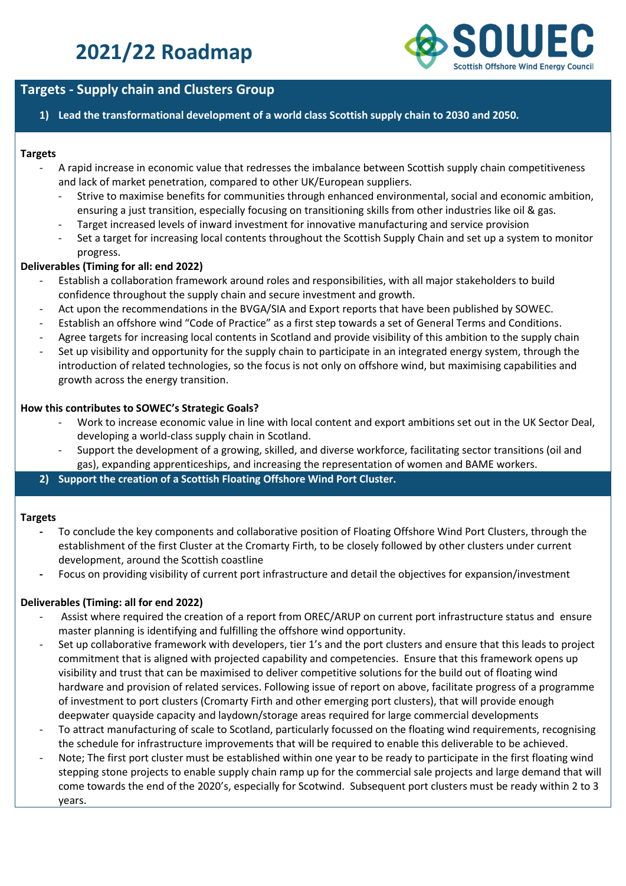# 2021/22 Roadmap

## Targets - Supply chain and Clusters Group

### 1) Lead the transformational development of a world class Scottish supply chain to 2030 and 2050.

**Targets**

- A rapid increase in economic value that redresses the imbalance between Scottish supply chain competitiveness and lack of market penetration, compared to other UK/European suppliers.
  - Strive to maximise benefits for communities through enhanced environmental, social and economic ambition, ensuring a just transition, especially focusing on transitioning skills from other industries like oil & gas.
  - Target increased levels of inward investment for innovative manufacturing and service provision
  - Set a target for increasing local contents throughout the Scottish Supply Chain and set up a system to monitor progress.

**Deliverables (Timing for all: end 2022)**

- Establish a collaboration framework around roles and responsibilities, with all major stakeholders to build confidence throughout the supply chain and secure investment and growth.
- Act upon the recommendations in the BVGA/SIA and Export reports that have been published by SOWEC.
- Establish an offshore wind "Code of Practice" as a first step towards a set of General Terms and Conditions.
- Agree targets for increasing local contents in Scotland and provide visibility of this ambition to the supply chain
- Set up visibility and opportunity for the supply chain to participate in an integrated energy system, through the introduction of related technologies, so the focus is not only on offshore wind, but maximising capabilities and growth across the energy transition.

**How this contributes to SOWEC's Strategic Goals?**

- Work to increase economic value in line with local content and export ambitions set out in the UK Sector Deal, developing a world-class supply chain in Scotland.
- Support the development of a growing, skilled, and diverse workforce, facilitating sector transitions (oil and gas), expanding apprenticeships, and increasing the representation of women and BAME workers.

### 2) Support the creation of a Scottish Floating Offshore Wind Port Cluster.

**Targets**

- To conclude the key components and collaborative position of Floating Offshore Wind Port Clusters, through the establishment of the first Cluster at the Cromarty Firth, to be closely followed by other clusters under current development, around the Scottish coastline
- Focus on providing visibility of current port infrastructure and detail the objectives for expansion/investment

**Deliverables (Timing: all for end 2022)**

- Assist where required the creation of a report from OREC/ARUP on current port infrastructure status and ensure master planning is identifying and fulfilling the offshore wind opportunity.
- Set up collaborative framework with developers, tier 1's and the port clusters and ensure that this leads to project commitment that is aligned with projected capability and competencies. Ensure that this framework opens up visibility and trust that can be maximised to deliver competitive solutions for the build out of floating wind hardware and provision of related services. Following issue of report on above, facilitate progress of a programme of investment to port clusters (Cromarty Firth and other emerging port clusters), that will provide enough deepwater quayside capacity and laydown/storage areas required for large commercial developments
- To attract manufacturing of scale to Scotland, particularly focussed on the floating wind requirements, recognising the schedule for infrastructure improvements that will be required to enable this deliverable to be achieved.
- Note; The first port cluster must be established within one year to be ready to participate in the first floating wind stepping stone projects to enable supply chain ramp up for the commercial sale projects and large demand that will come towards the end of the 2020's, especially for Scotwind. Subsequent port clusters must be ready within 2 to 3 years.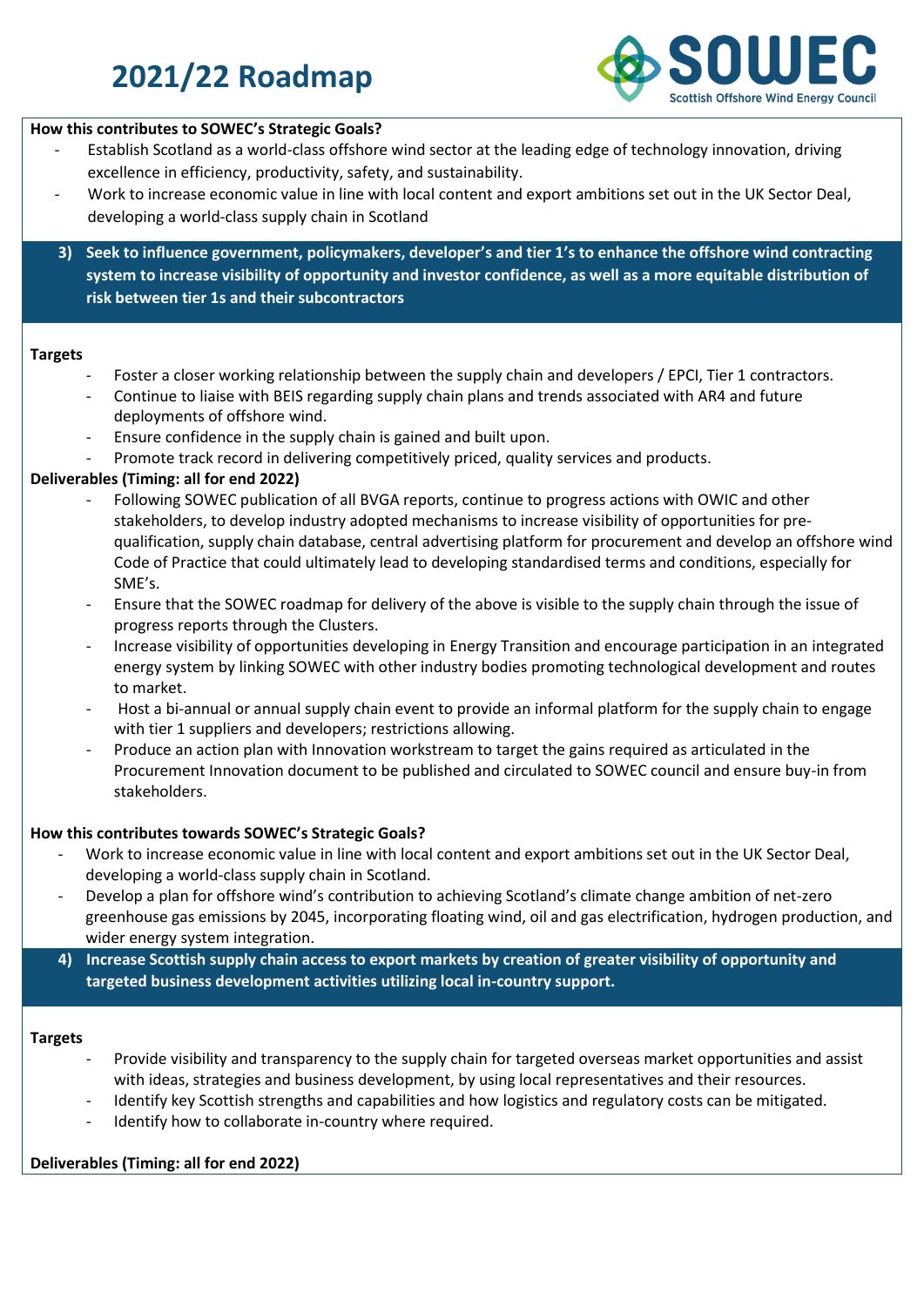# 2021/22 Roadmap

**How this contributes to SOWEC's Strategic Goals?**

- Establish Scotland as a world-class offshore wind sector at the leading edge of technology innovation, driving excellence in efficiency, productivity, safety, and sustainability.
- Work to increase economic value in line with local content and export ambitions set out in the UK Sector Deal, developing a world-class supply chain in Scotland

## 3) Seek to influence government, policymakers, developer's and tier 1's to enhance the offshore wind contracting system to increase visibility of opportunity and investor confidence, as well as a more equitable distribution of risk between tier 1s and their subcontractors

**Targets**

- Foster a closer working relationship between the supply chain and developers / EPCI, Tier 1 contractors.
- Continue to liaise with BEIS regarding supply chain plans and trends associated with AR4 and future deployments of offshore wind.
- Ensure confidence in the supply chain is gained and built upon.
- Promote track record in delivering competitively priced, quality services and products.

**Deliverables (Timing: all for end 2022)**

- Following SOWEC publication of all BVGA reports, continue to progress actions with OWIC and other stakeholders, to develop industry adopted mechanisms to increase visibility of opportunities for pre-qualification, supply chain database, central advertising platform for procurement and develop an offshore wind Code of Practice that could ultimately lead to developing standardised terms and conditions, especially for SME's.
- Ensure that the SOWEC roadmap for delivery of the above is visible to the supply chain through the issue of progress reports through the Clusters.
- Increase visibility of opportunities developing in Energy Transition and encourage participation in an integrated energy system by linking SOWEC with other industry bodies promoting technological development and routes to market.
- Host a bi-annual or annual supply chain event to provide an informal platform for the supply chain to engage with tier 1 suppliers and developers; restrictions allowing.
- Produce an action plan with Innovation workstream to target the gains required as articulated in the Procurement Innovation document to be published and circulated to SOWEC council and ensure buy-in from stakeholders.

**How this contributes towards SOWEC's Strategic Goals?**

- Work to increase economic value in line with local content and export ambitions set out in the UK Sector Deal, developing a world-class supply chain in Scotland.
- Develop a plan for offshore wind's contribution to achieving Scotland's climate change ambition of net-zero greenhouse gas emissions by 2045, incorporating floating wind, oil and gas electrification, hydrogen production, and wider energy system integration.

## 4) Increase Scottish supply chain access to export markets by creation of greater visibility of opportunity and targeted business development activities utilizing local in-country support.

**Targets**

- Provide visibility and transparency to the supply chain for targeted overseas market opportunities and assist with ideas, strategies and business development, by using local representatives and their resources.
- Identify key Scottish strengths and capabilities and how logistics and regulatory costs can be mitigated.
- Identify how to collaborate in-country where required.

**Deliverables (Timing: all for end 2022)**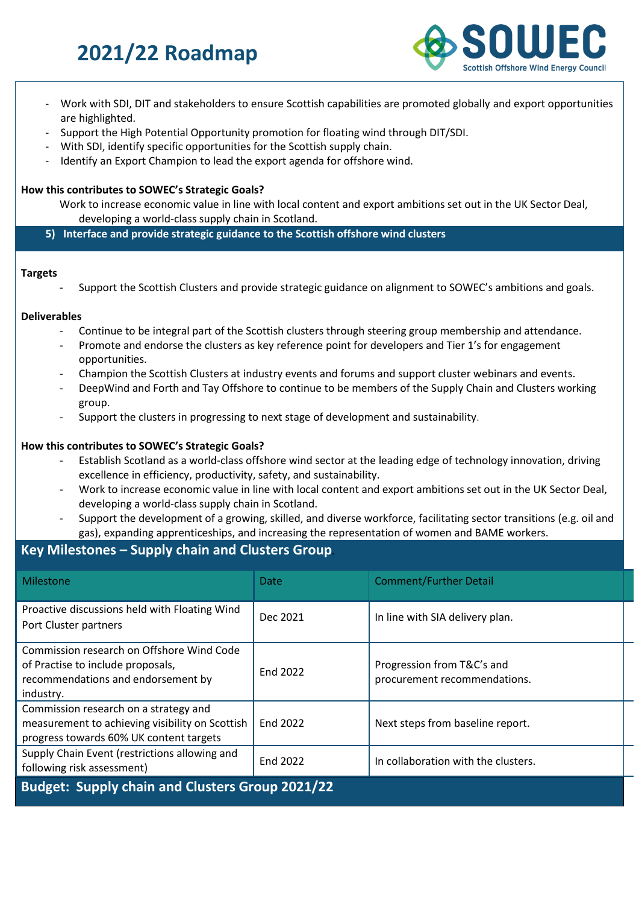# 2021/22 Roadmap

- Work with SDI, DIT and stakeholders to ensure Scottish capabilities are promoted globally and export opportunities are highlighted.
- Support the High Potential Opportunity promotion for floating wind through DIT/SDI.
- With SDI, identify specific opportunities for the Scottish supply chain.
- Identify an Export Champion to lead the export agenda for offshore wind.

**How this contributes to SOWEC's Strategic Goals?**

Work to increase economic value in line with local content and export ambitions set out in the UK Sector Deal, developing a world-class supply chain in Scotland.

## 5) Interface and provide strategic guidance to the Scottish offshore wind clusters

**Targets**

- Support the Scottish Clusters and provide strategic guidance on alignment to SOWEC's ambitions and goals.

**Deliverables**

- Continue to be integral part of the Scottish clusters through steering group membership and attendance.
- Promote and endorse the clusters as key reference point for developers and Tier 1's for engagement opportunities.
- Champion the Scottish Clusters at industry events and forums and support cluster webinars and events.
- DeepWind and Forth and Tay Offshore to continue to be members of the Supply Chain and Clusters working group.
- Support the clusters in progressing to next stage of development and sustainability.

**How this contributes to SOWEC's Strategic Goals?**

- Establish Scotland as a world-class offshore wind sector at the leading edge of technology innovation, driving excellence in efficiency, productivity, safety, and sustainability.
- Work to increase economic value in line with local content and export ambitions set out in the UK Sector Deal, developing a world-class supply chain in Scotland.
- Support the development of a growing, skilled, and diverse workforce, facilitating sector transitions (e.g. oil and gas), expanding apprenticeships, and increasing the representation of women and BAME workers.

## Key Milestones – Supply chain and Clusters Group

| Milestone | Date | Comment/Further Detail |
|---|---|---|
| Proactive discussions held with Floating Wind Port Cluster partners | Dec 2021 | In line with SIA delivery plan. |
| Commission research on Offshore Wind Code of Practise to include proposals, recommendations and endorsement by industry. | End 2022 | Progression from T&C's and procurement recommendations. |
| Commission research on a strategy and measurement to achieving visibility on Scottish progress towards 60% UK content targets | End 2022 | Next steps from baseline report. |
| Supply Chain Event (restrictions allowing and following risk assessment) | End 2022 | In collaboration with the clusters. |

## Budget: Supply chain and Clusters Group 2021/22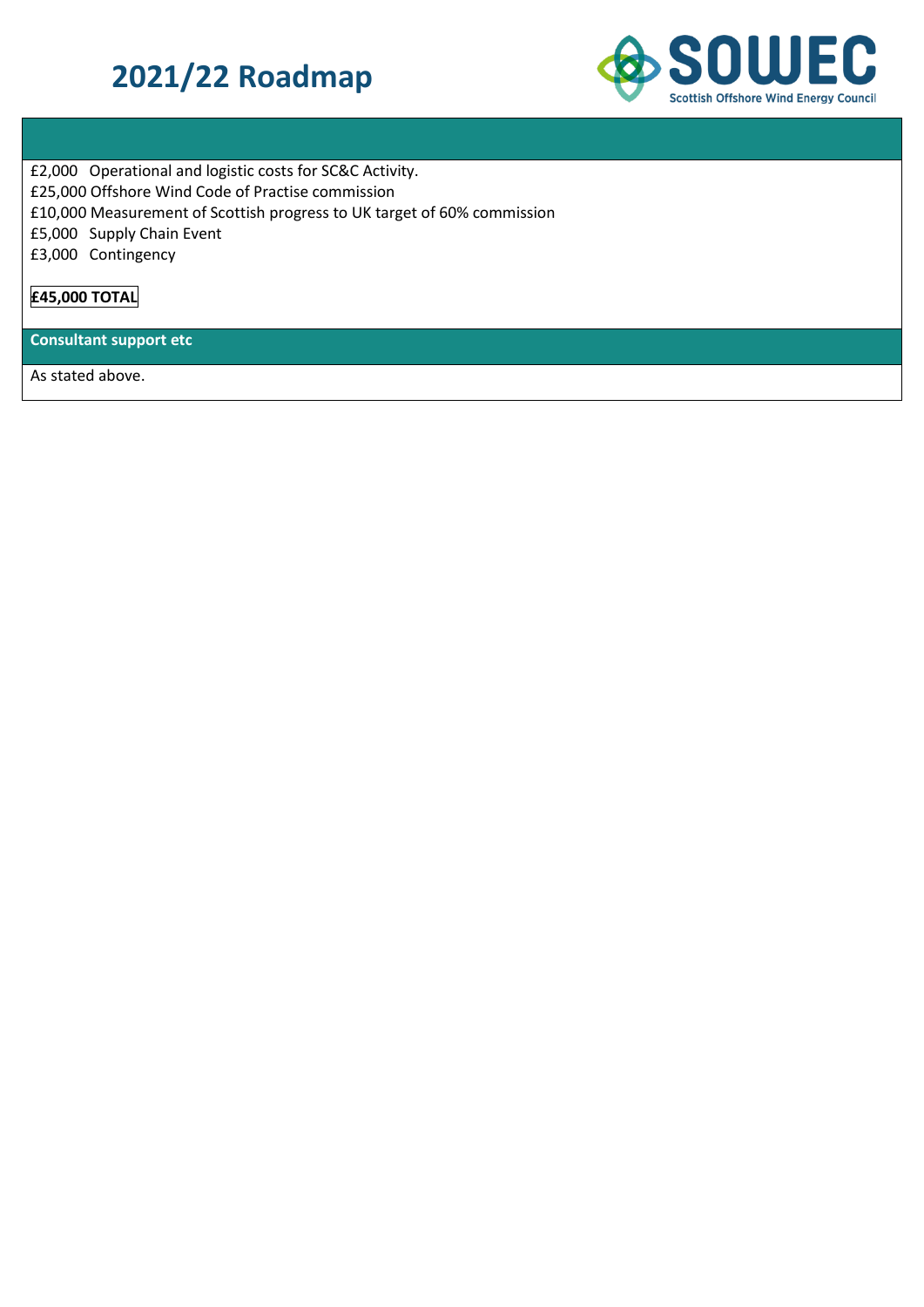# 2021/22 Roadmap

£2,000 Operational and logistic costs for SC&C Activity.
£25,000 Offshore Wind Code of Practise commission
£10,000 Measurement of Scottish progress to UK target of 60% commission
£5,000 Supply Chain Event
£3,000 Contingency

**£45,000 TOTAL**

**Consultant support etc**

As stated above.